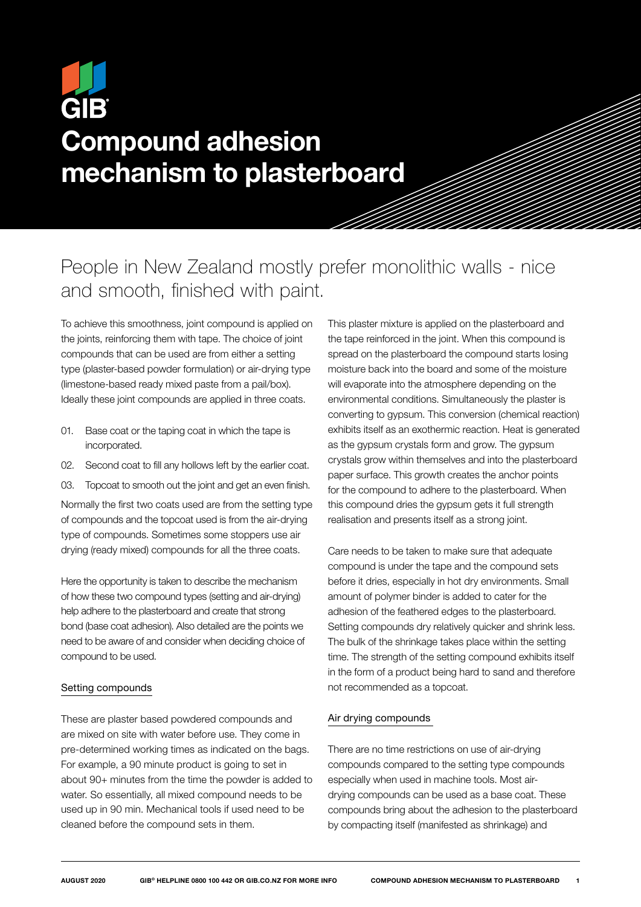GIB

# Compound adhesion mechanism to plasterboard

## People in New Zealand mostly prefer monolithic walls - nice and smooth, finished with paint.

To achieve this smoothness, joint compound is applied on the joints, reinforcing them with tape. The choice of joint compounds that can be used are from either a setting type (plaster-based powder formulation) or air-drying type (limestone-based ready mixed paste from a pail/box). Ideally these joint compounds are applied in three coats.

01. Base coat or the taping coat in which the tape is incorporated.
02. Second coat to fill any hollows left by the earlier coat.
03. Topcoat to smooth out the joint and get an even finish.

Normally the first two coats used are from the setting type of compounds and the topcoat used is from the air-drying type of compounds. Sometimes some stoppers use air drying (ready mixed) compounds for all the three coats.

Here the opportunity is taken to describe the mechanism of how these two compound types (setting and air-drying) help adhere to the plasterboard and create that strong bond (base coat adhesion). Also detailed are the points we need to be aware of and consider when deciding choice of compound to be used.

### Setting compounds

These are plaster based powdered compounds and are mixed on site with water before use. They come in pre-determined working times as indicated on the bags. For example, a 90 minute product is going to set in about 90+ minutes from the time the powder is added to water. So essentially, all mixed compound needs to be used up in 90 min. Mechanical tools if used need to be cleaned before the compound sets in them.

This plaster mixture is applied on the plasterboard and the tape reinforced in the joint. When this compound is spread on the plasterboard the compound starts losing moisture back into the board and some of the moisture will evaporate into the atmosphere depending on the environmental conditions. Simultaneously the plaster is converting to gypsum. This conversion (chemical reaction) exhibits itself as an exothermic reaction. Heat is generated as the gypsum crystals form and grow. The gypsum crystals grow within themselves and into the plasterboard paper surface. This growth creates the anchor points for the compound to adhere to the plasterboard. When this compound dries the gypsum gets it full strength realisation and presents itself as a strong joint.

Care needs to be taken to make sure that adequate compound is under the tape and the compound sets before it dries, especially in hot dry environments. Small amount of polymer binder is added to cater for the adhesion of the feathered edges to the plasterboard. Setting compounds dry relatively quicker and shrink less. The bulk of the shrinkage takes place within the setting time. The strength of the setting compound exhibits itself in the form of a product being hard to sand and therefore not recommended as a topcoat.

### Air drying compounds

There are no time restrictions on use of air-drying compounds compared to the setting type compounds especially when used in machine tools. Most air-drying compounds can be used as a base coat. These compounds bring about the adhesion to the plasterboard by compacting itself (manifested as shrinkage) and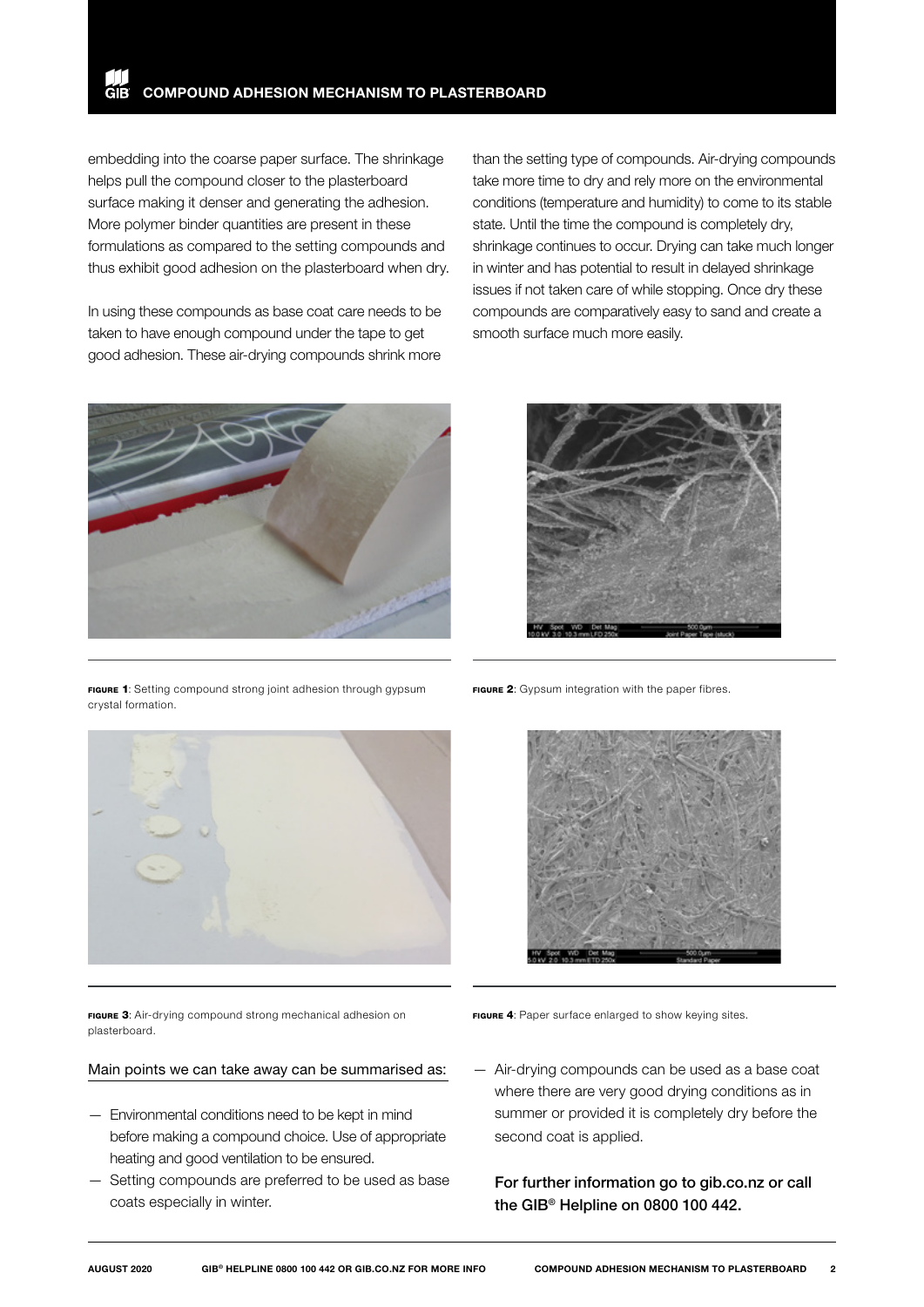embedding into the coarse paper surface. The shrinkage helps pull the compound closer to the plasterboard surface making it denser and generating the adhesion. More polymer binder quantities are present in these formulations as compared to the setting compounds and thus exhibit good adhesion on the plasterboard when dry.

In using these compounds as base coat care needs to be taken to have enough compound under the tape to get good adhesion. These air-drying compounds shrink more than the setting type of compounds. Air-drying compounds take more time to dry and rely more on the environmental conditions (temperature and humidity) to come to its stable state. Until the time the compound is completely dry, shrinkage continues to occur. Drying can take much longer in winter and has potential to result in delayed shrinkage issues if not taken care of while stopping. Once dry these compounds are comparatively easy to sand and create a smooth surface much more easily.

**FIGURE 1**: Setting compound strong joint adhesion through gypsum crystal formation.

**FIGURE 2**: Gypsum integration with the paper fibres.

**FIGURE 3**: Air-drying compound strong mechanical adhesion on plasterboard.

**FIGURE 4**: Paper surface enlarged to show keying sites.

## Main points we can take away can be summarised as:

- Environmental conditions need to be kept in mind before making a compound choice. Use of appropriate heating and good ventilation to be ensured.
- Setting compounds are preferred to be used as base coats especially in winter.
- Air-drying compounds can be used as a base coat where there are very good drying conditions as in summer or provided it is completely dry before the second coat is applied.

**For further information go to gib.co.nz or call the GIB® Helpline on 0800 100 442.**